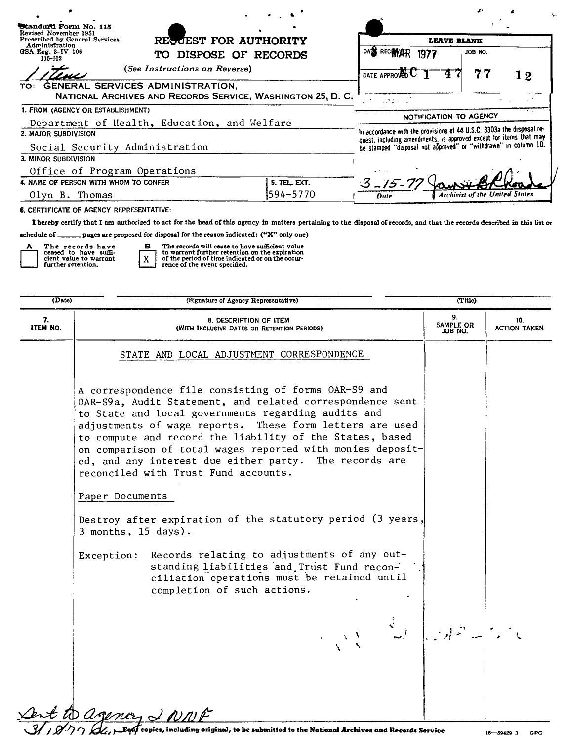Standard Form No. 115
Revised November 1951
Prescribed by General Services Administration
GSA Reg. 3-IV-106
115-102

# REQUEST FOR AUTHORITY TO DISPOSE OF RECORDS

(*See Instructions on Reverse*)

1 Item

| LEAVE BLANK | |
|---|---|
| DATE RECEIVED 8 MAR 1977 | JOB NO. |
| DATE APPROVED | NC 1 47 77 12 |

**NOTIFICATION TO AGENCY**

In accordance with the provisions of 44 U.S.C. 3303a the disposal request, including amendments, is approved except for items that may be stamped "disposal not approved" or "withdrawn" in column 10.

3-15-77 (signature) — Date — Archivist of the United States

TO: GENERAL SERVICES ADMINISTRATION, NATIONAL ARCHIVES AND RECORDS SERVICE, WASHINGTON 25, D. C.

1. FROM (AGENCY OR ESTABLISHMENT)
   Department of Health, Education, and Welfare
2. MAJOR SUBDIVISION
   Social Security Administration
3. MINOR SUBDIVISION
   Office of Program Operations
4. NAME OF PERSON WITH WHOM TO CONFER
   Olyn B. Thomas
5. TEL. EXT.
   594-5770

6. CERTIFICATE OF AGENCY REPRESENTATIVE:

I hereby certify that I am authorized to act for the head of this agency in matters pertaining to the disposal of records, and that the records described in this list or schedule of ______ pages are proposed for disposal for the reason indicated: ("X" only one)

- A [ ] The records have ceased to have sufficient value to warrant further retention.
- B [X] The records will cease to have sufficient value to warrant further retention on the expiration of the period of time indicated or on the occurrence of the event specified.

| (Date) | (Signature of Agency Representative) | (Title) |
|---|---|---|
| | | |

| 7. ITEM NO. | 8. DESCRIPTION OF ITEM (WITH INCLUSIVE DATES OR RETENTION PERIODS) | 9. SAMPLE OR JOB NO. | 10. ACTION TAKEN |
|---|---|---|---|
| | STATE AND LOCAL ADJUSTMENT CORRESPONDENCE | | |

STATE AND LOCAL ADJUSTMENT CORRESPONDENCE

A correspondence file consisting of forms OAR-S9 and OAR-S9a, Audit Statement, and related correspondence sent to State and local governments regarding audits and adjustments of wage reports. These form letters are used to compute and record the liability of the States, based on comparison of total wages reported with monies deposited, and any interest due either party. The records are reconciled with Trust Fund accounts.

Paper Documents

Destroy after expiration of the statutory period (3 years, 3 months, 15 days).

Exception: Records relating to adjustments of any outstanding liabilities and Trust Fund reconciliation operations must be retained until completion of such actions.

Sent to agency & NNF
3/18/77

Four copies, including original, to be submitted to the National Archives and Records Service

16—59429-3 GPO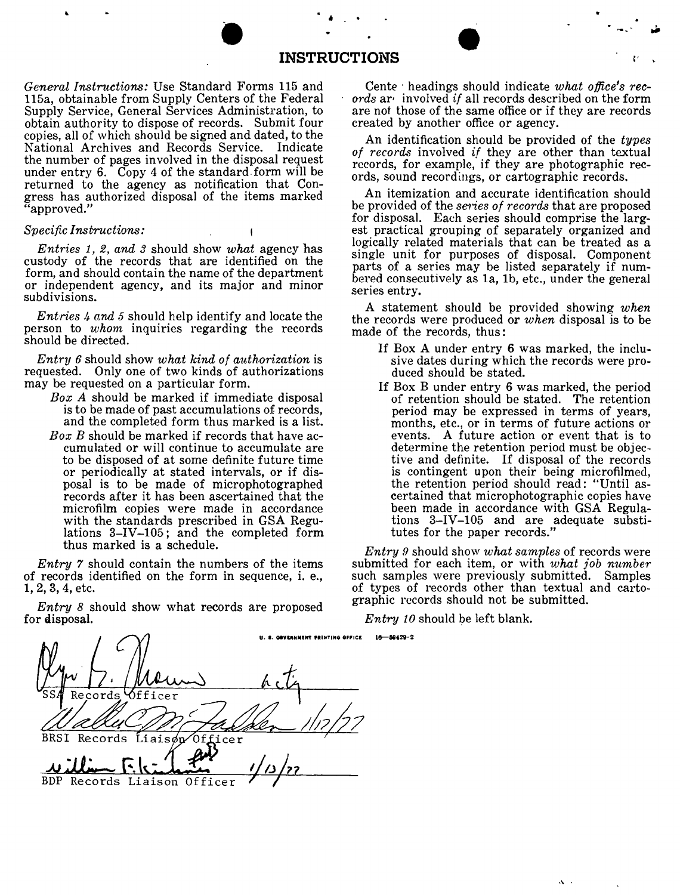# INSTRUCTIONS

*General Instructions:* Use Standard Forms 115 and 115a, obtainable from Supply Centers of the Federal Supply Service, General Services Administration, to obtain authority to dispose of records. Submit four copies, all of which should be signed and dated, to the National Archives and Records Service. Indicate the number of pages involved in the disposal request under entry 6. Copy 4 of the standard form will be returned to the agency as notification that Congress has authorized disposal of the items marked "approved."

*Specific Instructions:*

*Entries 1, 2, and 3* should show *what* agency has custody of the records that are identified on the form, and should contain the name of the department or independent agency, and its major and minor subdivisions.

*Entries 4 and 5* should help identify and locate the person to *whom* inquiries regarding the records should be directed.

*Entry 6* should show *what kind of authorization* is requested. Only one of two kinds of authorizations may be requested on a particular form.

- *Box A* should be marked if immediate disposal is to be made of past accumulations of records, and the completed form thus marked is a list.
- *Box B* should be marked if records that have accumulated or will continue to accumulate are to be disposed of at some definite future time or periodically at stated intervals, or if disposal is to be made of microphotographed records after it has been ascertained that the microfilm copies were made in accordance with the standards prescribed in GSA Regulations 3–IV–105; and the completed form thus marked is a schedule.

*Entry 7* should contain the numbers of the items of records identified on the form in sequence, i. e., 1, 2, 3, 4, etc.

*Entry 8* should show what records are proposed for disposal.

Center headings should indicate *what office's records* are involved *if* all records described on the form are not those of the same office or if they are records created by another office or agency.

An identification should be provided of the *types of records* involved *if* they are other than textual records, for example, if they are photographic records, sound recordings, or cartographic records.

An itemization and accurate identification should be provided of the *series of records* that are proposed for disposal. Each series should comprise the largest practical grouping of separately organized and logically related materials that can be treated as a single unit for purposes of disposal. Component parts of a series may be listed separately if numbered consecutively as 1a, 1b, etc., under the general series entry.

A statement should be provided showing *when* the records were produced or *when* disposal is to be made of the records, thus:

- If Box A under entry 6 was marked, the inclusive dates during which the records were produced should be stated.
- If Box B under entry 6 was marked, the period of retention should be stated. The retention period may be expressed in terms of years, months, etc., or in terms of future actions or events. A future action or event that is to determine the retention period must be objective and definite. If disposal of the records is contingent upon their being microfilmed, the retention period should read: "Until ascertained that microphotographic copies have been made in accordance with GSA Regulations 3–IV–105 and are adequate substitutes for the paper records."

*Entry 9* should show *what samples* of records were submitted for each item, or with *what job number* such samples were previously submitted. Samples of types of records other than textual and cartographic records should not be submitted.

*Entry 10* should be left blank.

U. S. GOVERNMENT PRINTING OFFICE 16—59429-2

[Signature] Acty
SSA Records Officer

[Signature] 1/17/77
BRSI Records Liaison Officer

[Signature] 1/13/77
BDP Records Liaison Officer